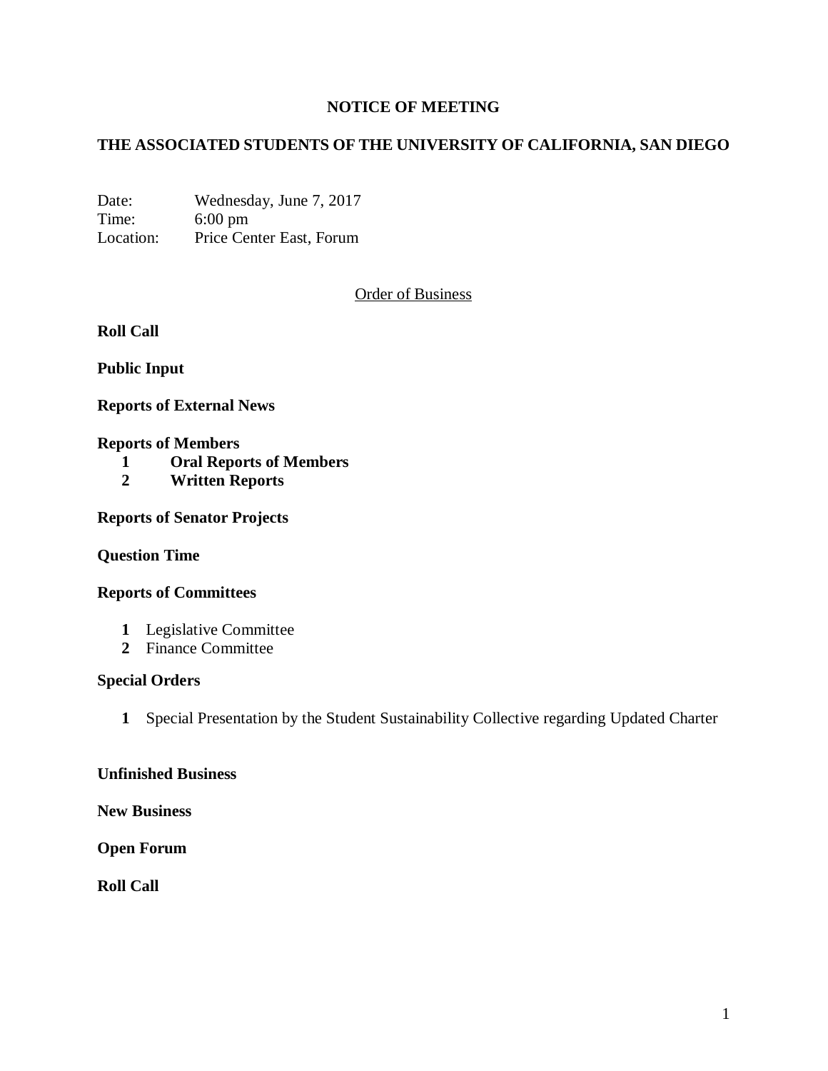# NOTICE OF MEETING

## THE ASSOCIATED STUDENTS OF THE UNIVERSITY OF CALIFORNIA, SAN DIEGO

Date: Wednesday, June 7, 2017
Time: 6:00 pm
Location: Price Center East, Forum

Order of Business

**Roll Call**

**Public Input**

**Reports of External News**

**Reports of Members**

1. **Oral Reports of Members**
2. **Written Reports**

**Reports of Senator Projects**

**Question Time**

**Reports of Committees**

1. Legislative Committee
2. Finance Committee

**Special Orders**

1. Special Presentation by the Student Sustainability Collective regarding Updated Charter

**Unfinished Business**

**New Business**

**Open Forum**

**Roll Call**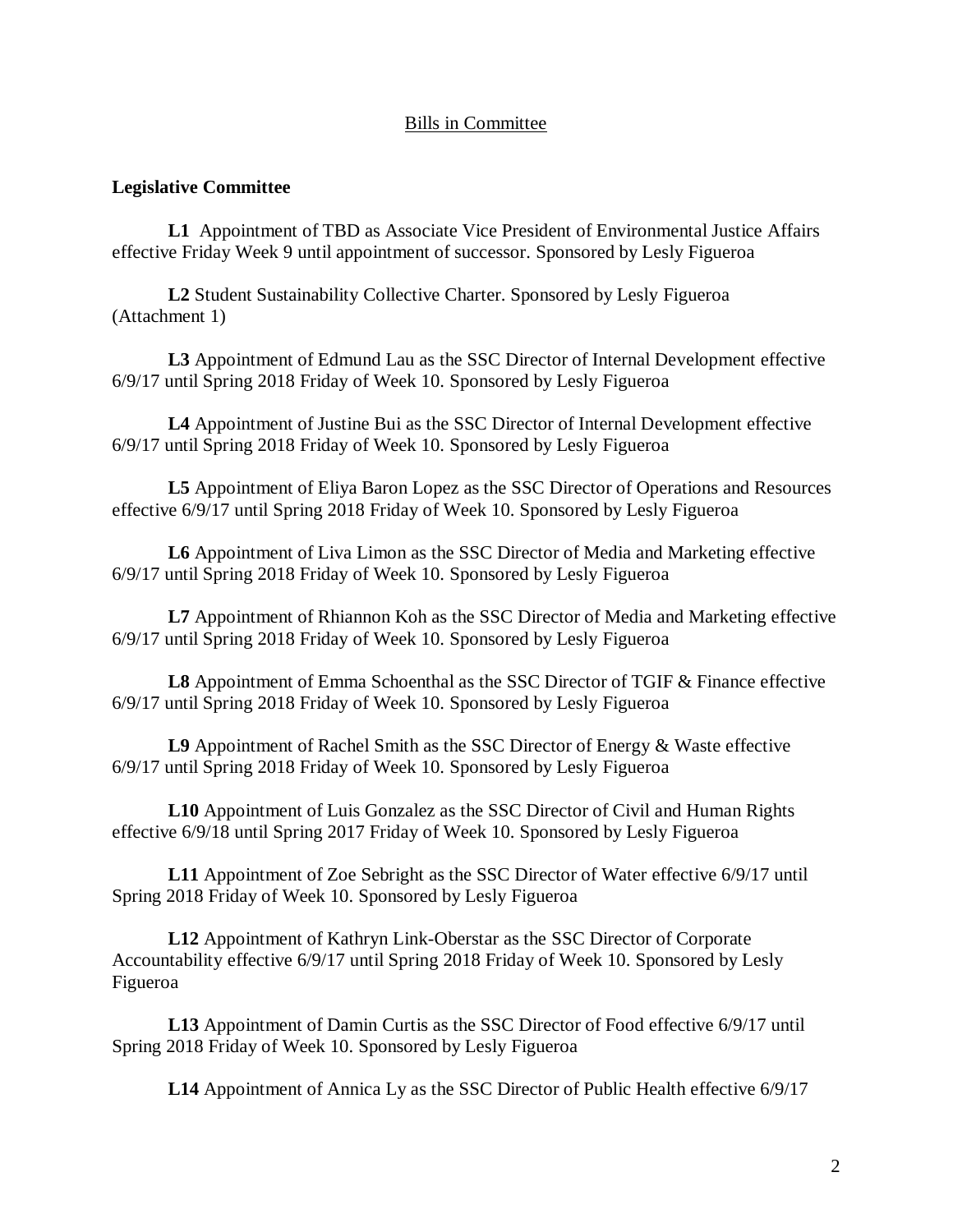## Bills in Committee

### Legislative Committee

**L1** Appointment of TBD as Associate Vice President of Environmental Justice Affairs effective Friday Week 9 until appointment of successor. Sponsored by Lesly Figueroa

**L2** Student Sustainability Collective Charter. Sponsored by Lesly Figueroa (Attachment 1)

**L3** Appointment of Edmund Lau as the SSC Director of Internal Development effective 6/9/17 until Spring 2018 Friday of Week 10. Sponsored by Lesly Figueroa

**L4** Appointment of Justine Bui as the SSC Director of Internal Development effective 6/9/17 until Spring 2018 Friday of Week 10. Sponsored by Lesly Figueroa

**L5** Appointment of Eliya Baron Lopez as the SSC Director of Operations and Resources effective 6/9/17 until Spring 2018 Friday of Week 10. Sponsored by Lesly Figueroa

**L6** Appointment of Liva Limon as the SSC Director of Media and Marketing effective 6/9/17 until Spring 2018 Friday of Week 10. Sponsored by Lesly Figueroa

**L7** Appointment of Rhiannon Koh as the SSC Director of Media and Marketing effective 6/9/17 until Spring 2018 Friday of Week 10. Sponsored by Lesly Figueroa

**L8** Appointment of Emma Schoenthal as the SSC Director of TGIF & Finance effective 6/9/17 until Spring 2018 Friday of Week 10. Sponsored by Lesly Figueroa

**L9** Appointment of Rachel Smith as the SSC Director of Energy & Waste effective 6/9/17 until Spring 2018 Friday of Week 10. Sponsored by Lesly Figueroa

**L10** Appointment of Luis Gonzalez as the SSC Director of Civil and Human Rights effective 6/9/18 until Spring 2017 Friday of Week 10. Sponsored by Lesly Figueroa

**L11** Appointment of Zoe Sebright as the SSC Director of Water effective 6/9/17 until Spring 2018 Friday of Week 10. Sponsored by Lesly Figueroa

**L12** Appointment of Kathryn Link-Oberstar as the SSC Director of Corporate Accountability effective 6/9/17 until Spring 2018 Friday of Week 10. Sponsored by Lesly Figueroa

**L13** Appointment of Damin Curtis as the SSC Director of Food effective 6/9/17 until Spring 2018 Friday of Week 10. Sponsored by Lesly Figueroa

**L14** Appointment of Annica Ly as the SSC Director of Public Health effective 6/9/17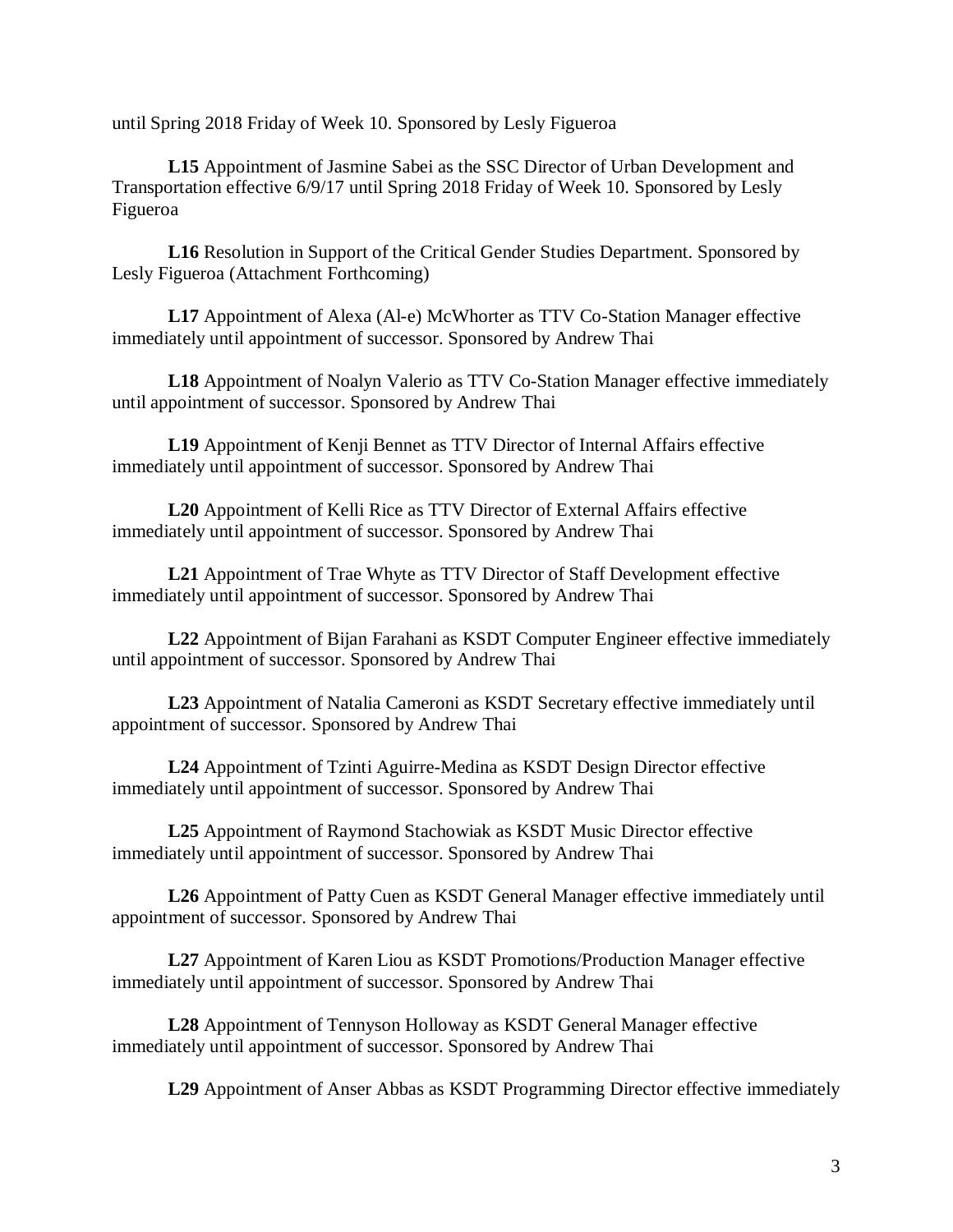until Spring 2018 Friday of Week 10. Sponsored by Lesly Figueroa

**L15** Appointment of Jasmine Sabei as the SSC Director of Urban Development and Transportation effective 6/9/17 until Spring 2018 Friday of Week 10. Sponsored by Lesly Figueroa

**L16** Resolution in Support of the Critical Gender Studies Department. Sponsored by Lesly Figueroa (Attachment Forthcoming)

**L17** Appointment of Alexa (Al-e) McWhorter as TTV Co-Station Manager effective immediately until appointment of successor. Sponsored by Andrew Thai

**L18** Appointment of Noalyn Valerio as TTV Co-Station Manager effective immediately until appointment of successor. Sponsored by Andrew Thai

**L19** Appointment of Kenji Bennet as TTV Director of Internal Affairs effective immediately until appointment of successor. Sponsored by Andrew Thai

**L20** Appointment of Kelli Rice as TTV Director of External Affairs effective immediately until appointment of successor. Sponsored by Andrew Thai

**L21** Appointment of Trae Whyte as TTV Director of Staff Development effective immediately until appointment of successor. Sponsored by Andrew Thai

**L22** Appointment of Bijan Farahani as KSDT Computer Engineer effective immediately until appointment of successor. Sponsored by Andrew Thai

**L23** Appointment of Natalia Cameroni as KSDT Secretary effective immediately until appointment of successor. Sponsored by Andrew Thai

**L24** Appointment of Tzinti Aguirre-Medina as KSDT Design Director effective immediately until appointment of successor. Sponsored by Andrew Thai

**L25** Appointment of Raymond Stachowiak as KSDT Music Director effective immediately until appointment of successor. Sponsored by Andrew Thai

**L26** Appointment of Patty Cuen as KSDT General Manager effective immediately until appointment of successor. Sponsored by Andrew Thai

**L27** Appointment of Karen Liou as KSDT Promotions/Production Manager effective immediately until appointment of successor. Sponsored by Andrew Thai

**L28** Appointment of Tennyson Holloway as KSDT General Manager effective immediately until appointment of successor. Sponsored by Andrew Thai

**L29** Appointment of Anser Abbas as KSDT Programming Director effective immediately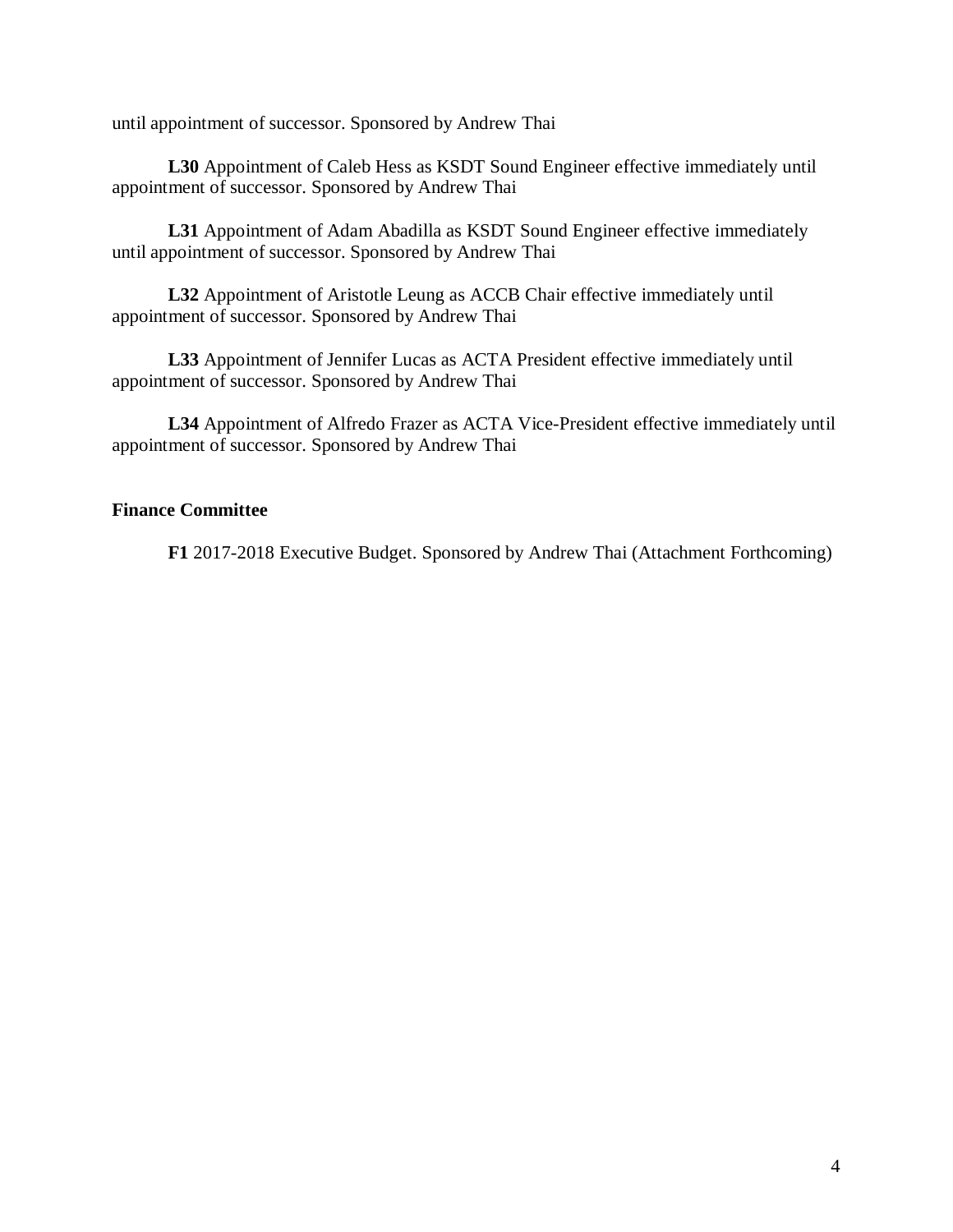until appointment of successor. Sponsored by Andrew Thai

**L30** Appointment of Caleb Hess as KSDT Sound Engineer effective immediately until appointment of successor. Sponsored by Andrew Thai

**L31** Appointment of Adam Abadilla as KSDT Sound Engineer effective immediately until appointment of successor. Sponsored by Andrew Thai

**L32** Appointment of Aristotle Leung as ACCB Chair effective immediately until appointment of successor. Sponsored by Andrew Thai

**L33** Appointment of Jennifer Lucas as ACTA President effective immediately until appointment of successor. Sponsored by Andrew Thai

**L34** Appointment of Alfredo Frazer as ACTA Vice-President effective immediately until appointment of successor. Sponsored by Andrew Thai

**Finance Committee**

**F1** 2017-2018 Executive Budget. Sponsored by Andrew Thai (Attachment Forthcoming)